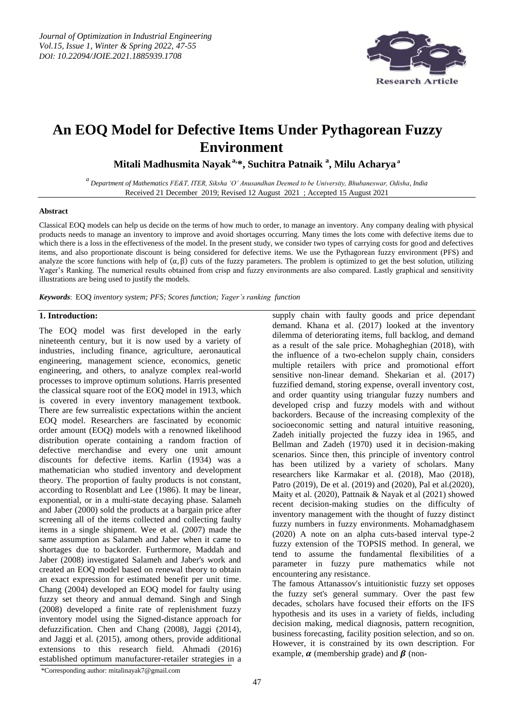# An EOQ Model for Defective Items Under Pythagorean Fuzzy Environment

**Mitali Madhusmita Nayak [a,*], Suchitra Patnaik [a], Milu Acharya [a]**

[a] *Department of Mathematics FE&T, ITER, Siksha 'O' Anusandhan Deemed to be University, Bhubaneswar, Odisha, India*

Received 21 December 2019; Revised 12 August 2021 ; Accepted 15 August 2021

#### Abstract

Classical EOQ models can help us decide on the terms of how much to order, to manage an inventory. Any company dealing with physical products needs to manage an inventory to improve and avoid shortages occurring. Many times the lots come with defective items due to which there is a loss in the effectiveness of the model. In the present study, we consider two types of carrying costs for good and defectives items, and also proportionate discount is being considered for defective items. We use the Pythagorean fuzzy environment (PFS) and analyze the score functions with help of $(\alpha, \beta)$ cuts of the fuzzy parameters. The problem is optimized to get the best solution, utilizing Yager's Ranking. The numerical results obtained from crisp and fuzzy environments are also compared. Lastly graphical and sensitivity illustrations are being used to justify the models.

***Keywords***: EOQ *inventory system; PFS; Scores function; Yager's ranking function*

## 1. Introduction:

The EOQ model was first developed in the early nineteenth century, but it is now used by a variety of industries, including finance, agriculture, aeronautical engineering, management science, economics, genetic engineering, and others, to analyze complex real-world processes to improve optimum solutions. Harris presented the classical square root of the EOQ model in 1913, which is covered in every inventory management textbook. There are few surrealistic expectations within the ancient EOQ model. Researchers are fascinated by economic order amount (EOQ) models with a renowned likelihood distribution operate containing a random fraction of defective merchandise and every one unit amount discounts for defective items. Karlin (1934) was a mathematician who studied inventory and development theory. The proportion of faulty products is not constant, according to Rosenblatt and Lee (1986). It may be linear, exponential, or in a multi-state decaying phase. Salameh and Jaber (2000) sold the products at a bargain price after screening all of the items collected and collecting faulty items in a single shipment. Wee et al. (2007) made the same assumption as Salameh and Jaber when it came to shortages due to backorder. Furthermore, Maddah and Jaber (2008) investigated Salameh and Jaber's work and created an EOQ model based on renewal theory to obtain an exact expression for estimated benefit per unit time. Chang (2004) developed an EOQ model for faulty using fuzzy set theory and annual demand. Singh and Singh (2008) developed a finite rate of replenishment fuzzy inventory model using the Signed-distance approach for defuzzification. Chen and Chang (2008), Jaggi (2014), and Jaggi et al. (2015), among others, provide additional extensions to this research field. Ahmadi (2016) established optimum manufacturer-retailer strategies in a supply chain with faulty goods and price dependant demand. Khana et al. (2017) looked at the inventory dilemma of deteriorating items, full backlog, and demand as a result of the sale price. Mohagheghian (2018), with the influence of a two-echelon supply chain, considers multiple retailers with price and promotional effort sensitive non-linear demand. Shekarian et al. (2017) fuzzified demand, storing expense, overall inventory cost, and order quantity using triangular fuzzy numbers and developed crisp and fuzzy models with and without backorders. Because of the increasing complexity of the socioeconomic setting and natural intuitive reasoning, Zadeh initially projected the fuzzy idea in 1965, and Bellman and Zadeh (1970) used it in decision-making scenarios. Since then, this principle of inventory control has been utilized by a variety of scholars. Many researchers like Karmakar et al. (2018), Mao (2018), Patro (2019), De et al. (2019) and (2020), Pal et al.(2020), Maity et al. (2020), Pattnaik & Nayak et al (2021) showed recent decision-making studies on the difficulty of inventory management with the thought of fuzzy distinct fuzzy numbers in fuzzy environments. Mohamadghasem (2020) A note on an alpha cuts-based interval type-2 fuzzy extension of the TOPSIS method. In general, we tend to assume the fundamental flexibilities of a parameter in fuzzy pure mathematics while not encountering any resistance.

The famous Attanassov's intuitionistic fuzzy set opposes the fuzzy set's general summary. Over the past few decades, scholars have focused their efforts on the IFS hypothesis and its uses in a variety of fields, including decision making, medical diagnosis, pattern recognition, business forecasting, facility position selection, and so on. However, it is constrained by its own description. For example, $\boldsymbol{\alpha}$ (membership grade) and $\boldsymbol{\beta}$ (non-

*Corresponding author: mitalinayak7@gmail.com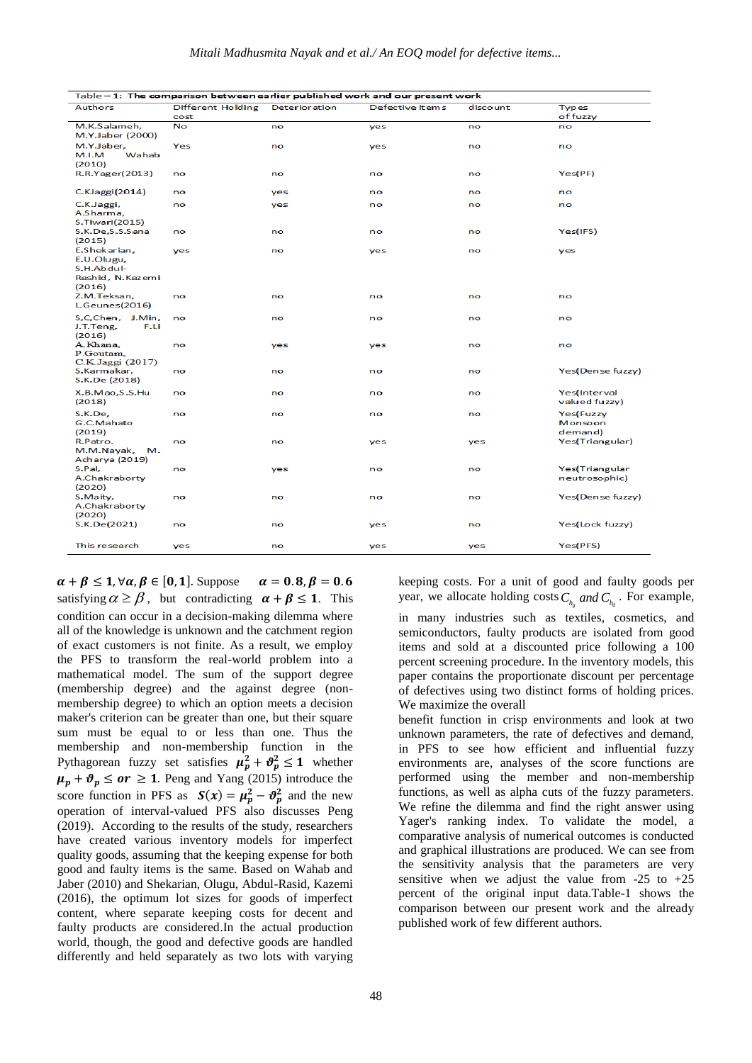Table – 1: The comparison between earlier published work and our present work

| Authors | Different Holding cost | Deterioration | Defective items | discount | Types of fuzzy |
|---|---|---|---|---|---|
| M.K.Salameh, M.Y.Jaber (2000) | No | no | yes | no | no |
| M.Y.Jaber, M.I.M Wahab (2010) | Yes | no | yes | no | no |
| R.R.Yager(2013) | no | no | no | no | Yes(PF) |
| C.KJaggi(2014) | no | yes | no | no | no |
| C.K.Jaggi, A.Sharma, S.Tiwari(2015) | no | yes | no | no | no |
| S.K.De,S.S.Sana (2015) | no | no | no | no | Yes(IFS) |
| E.Shekarian, E.U.Olugu, S.H.Abdul-Rashid, N.Kazemi (2016) | yes | no | yes | no | yes |
| Z.M.Teksan, L.Geunes(2016) | no | no | no | no | no |
| S.C.Chen, J.Min, J.T.Teng, F.Li (2016) | no | no | no | no | no |
| A.Khana, P.Goutam, C.K.Jaggi (2017) | no | yes | yes | no | no |
| S.Karmakar, S.K.De (2018) | no | no | no | no | Yes(Dense fuzzy) |
| X.B.Mao,S.S.Hu (2018) | no | no | no | no | Yes(Interval valued fuzzy) |
| S.K.De, G.C.Mahato (2019) | no | no | no | no | Yes(Fuzzy Monsoon demand) |
| R.Patro. M.M.Nayak, M. Acharya (2019) | no | no | yes | yes | Yes(Triangular) |
| S.Pal, A.Chakraborty (2020) | no | yes | no | no | Yes(Triangular neutrosophic) |
| S.Maity, A.Chakraborty (2020) | no | no | no | no | Yes(Dense fuzzy) |
| S.K.De(2021) | no | no | yes | no | Yes(Lock fuzzy) |
| This research | yes | no | yes | yes | Yes(PFS) |

$\alpha + \beta \leq 1, \forall \alpha, \beta \in [0,1]$. Suppose $\alpha = 0.8, \beta = 0.6$ satisfying $\alpha \geq \beta$, but contradicting $\alpha + \beta \leq 1$. This condition can occur in a decision-making dilemma where all of the knowledge is unknown and the catchment region of exact customers is not finite. As a result, we employ the PFS to transform the real-world problem into a mathematical model. The sum of the support degree (membership degree) and the against degree (non-membership degree) to which an option meets a decision maker's criterion can be greater than one, but their square sum must be equal to or less than one. Thus the membership and non-membership function in the Pythagorean fuzzy set satisfies $\mu_p^2 + \vartheta_p^2 \leq 1$ whether $\mu_p + \vartheta_p \leq or \geq 1$. Peng and Yang (2015) introduce the score function in PFS as $S(x) = \mu_p^2 - \vartheta_p^2$ and the new operation of interval-valued PFS also discusses Peng (2019). According to the results of the study, researchers have created various inventory models for imperfect quality goods, assuming that the keeping expense for both good and faulty items is the same. Based on Wahab and Jaber (2010) and Shekarian, Olugu, Abdul-Rasid, Kazemi (2016), the optimum lot sizes for goods of imperfect content, where separate keeping costs for decent and faulty products are considered.In the actual production world, though, the good and defective goods are handled differently and held separately as two lots with varying keeping costs. For a unit of good and faulty goods per year, we allocate holding costs $C_{h_g}$ *and* $C_{h_d}$ . For example, in many industries such as textiles, cosmetics, and semiconductors, faulty products are isolated from good items and sold at a discounted price following a 100 percent screening procedure. In the inventory models, this paper contains the proportionate discount per percentage of defectives using two distinct forms of holding prices. We maximize the overall benefit function in crisp environments and look at two unknown parameters, the rate of defectives and demand, in PFS to see how efficient and influential fuzzy environments are, analyses of the score functions are performed using the member and non-membership functions, as well as alpha cuts of the fuzzy parameters. We refine the dilemma and find the right answer using Yager's ranking index. To validate the model, a comparative analysis of numerical outcomes is conducted and graphical illustrations are produced. We can see from the sensitivity analysis that the parameters are very sensitive when we adjust the value from -25 to +25 percent of the original input data.Table-1 shows the comparison between our present work and the already published work of few different authors.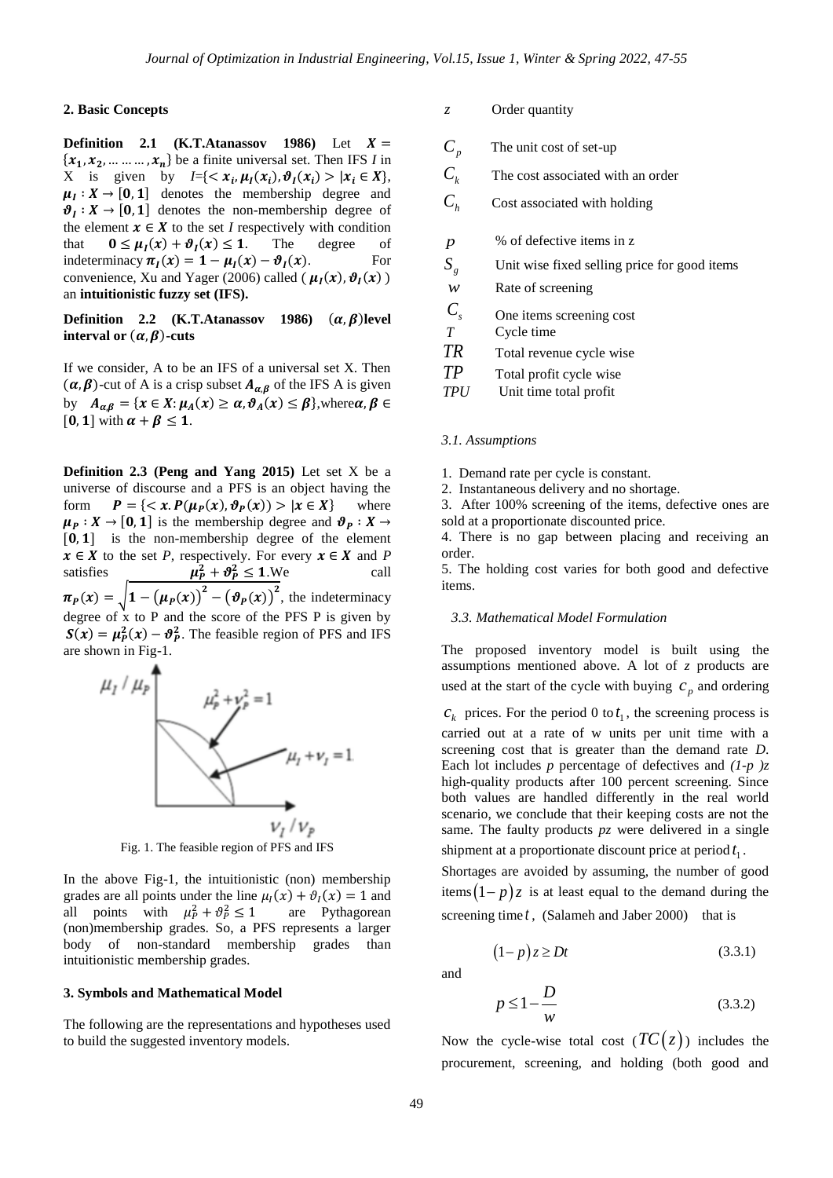## 2. Basic Concepts

**Definition 2.1 (K.T.Atanassov 1986)** Let $X = \{x_1, x_2, \ldots \ldots, x_n\}$ be a finite universal set. Then IFS $I$ in X is given by $I=\{< x_i, \mu_I(x_i), \vartheta_I(x_i) > | x_i \in X\}$, $\mu_I : X \to [0,1]$ denotes the membership degree and $\vartheta_I : X \to [0,1]$ denotes the non-membership degree of the element $x \in X$ to the set $I$ respectively with condition that $0 \leq \mu_I(x) + \vartheta_I(x) \leq 1$. The degree of indeterminacy $\pi_I(x) = 1 - \mu_I(x) - \vartheta_I(x)$. For convenience, Xu and Yager (2006) called $(\mu_I(x), \vartheta_I(x))$ an **intuitionistic fuzzy set (IFS).**

**Definition 2.2 (K.T.Atanassov 1986) $(\alpha, \beta)$level interval or $(\alpha, \beta)$-cuts**

If we consider, A to be an IFS of a universal set X. Then $(\alpha, \beta)$-cut of A is a crisp subset $A_{\alpha,\beta}$ of the IFS A is given by $A_{\alpha,\beta} = \{x \in X: \mu_A(x) \geq \alpha, \vartheta_A(x) \leq \beta\}$, where $\alpha, \beta \in [0,1]$ with $\alpha + \beta \leq 1$.

**Definition 2.3 (Peng and Yang 2015)** Let set X be a universe of discourse and a PFS is an object having the form $P = \{< x. P(\mu_P(x), \vartheta_P(x)) > | x \in X\}$ where $\mu_P : X \to [0,1]$ is the membership degree and $\vartheta_P : X \to [0,1]$ is the non-membership degree of the element $x \in X$ to the set $P$, respectively. For every $x \in X$ and $P$ satisfies $\mu_P^2 + \vartheta_P^2 \leq 1$. We call $\pi_P(x) = \sqrt{1 - (\mu_P(x))^2 - (\vartheta_P(x))^2}$, the indeterminacy degree of x to P and the score of the PFS P is given by $S(x) = \mu_P^2(x) - \vartheta_P^2$. The feasible region of PFS and IFS are shown in Fig-1.

Fig. 1. The feasible region of PFS and IFS

In the above Fig-1, the intuitionistic (non) membership grades are all points under the line $\mu_I(x) + \vartheta_I(x) = 1$ and all points with $\mu_P^2 + \vartheta_P^2 \leq 1$ are Pythagorean (non)membership grades. So, a PFS represents a larger body of non-standard membership grades than intuitionistic membership grades.

## 3. Symbols and Mathematical Model

The following are the representations and hypotheses used to build the suggested inventory models.

| | |
|---|---|
| $z$ | Order quantity |
| $C_p$ | The unit cost of set-up |
| $C_k$ | The cost associated with an order |
| $C_h$ | Cost associated with holding |
| $p$ | % of defective items in z |
| $S_g$ | Unit wise fixed selling price for good items |
| $w$ | Rate of screening |
| $C_s$ | One items screening cost |
| $T$ | Cycle time |
| $TR$ | Total revenue cycle wise |
| $TP$ | Total profit cycle wise |
| $TPU$ | Unit time total profit |

### 3.1. Assumptions

1. Demand rate per cycle is constant.
2. Instantaneous delivery and no shortage.
3. After 100% screening of the items, defective ones are sold at a proportionate discounted price.
4. There is no gap between placing and receiving an order.
5. The holding cost varies for both good and defective items.

### 3.3. Mathematical Model Formulation

The proposed inventory model is built using the assumptions mentioned above. A lot of $z$ products are used at the start of the cycle with buying $c_p$ and ordering $c_k$ prices. For the period 0 to $t_1$, the screening process is carried out at a rate of w units per unit time with a screening cost that is greater than the demand rate $D$. Each lot includes $p$ percentage of defectives and $(1-p)z$ high-quality products after 100 percent screening. Since both values are handled differently in the real world scenario, we conclude that their keeping costs are not the same. The faulty products $pz$ were delivered in a single shipment at a proportionate discount price at period $t_1$.

Shortages are avoided by assuming, the number of good items $(1-p)z$ is at least equal to the demand during the screening time $t$, (Salameh and Jaber 2000) that is

$$(1-p)z \geq Dt \tag{3.3.1}$$

and

$$p \leq 1 - \frac{D}{w} \tag{3.3.2}$$

Now the cycle-wise total cost $(TC(z))$ includes the procurement, screening, and holding (both good and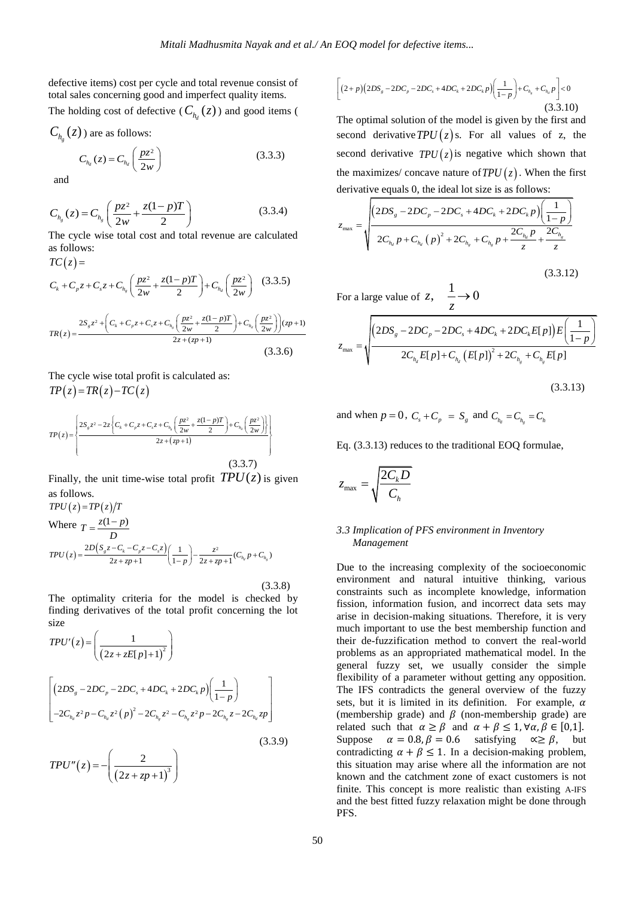defective items) cost per cycle and total revenue consist of total sales concerning good and imperfect quality items.

The holding cost of defective ($C_{h_d}(z)$) and good items ($C_{h_g}(z)$) are as follows:

$$C_{h_d}(z) = C_{h_d}\left(\frac{pz^2}{2w}\right) \tag{3.3.3}$$

and

$$C_{h_g}(z) = C_{h_g}\left(\frac{pz^2}{2w} + \frac{z(1-p)T}{2}\right) \tag{3.3.4}$$

The cycle wise total cost and total revenue are calculated as follows:

$$TC(z) = C_k + C_p z + C_s z + C_{h_g}\left(\frac{pz^2}{2w} + \frac{z(1-p)T}{2}\right) + C_{h_d}\left(\frac{pz^2}{2w}\right) \tag{3.3.5}$$

$$TR(z) = \frac{2S_g z^2 + \left(C_k + C_p z + C_s z + C_{h_g}\left(\frac{pz^2}{2w} + \frac{z(1-p)T}{2}\right) + C_{h_d}\left(\frac{pz^2}{2w}\right)\right)(zp+1)}{2z + (zp+1)} \tag{3.3.6}$$

The cycle wise total profit is calculated as:

$$TP(z) = TR(z) - TC(z)$$

$$TP(z) = \left\{\frac{2S_g z^2 - 2z\left\{C_k + C_p z + C_s z + C_{h_g}\left(\frac{pz^2}{2w} + \frac{z(1-p)T}{2}\right) + C_{h_d}\left(\frac{pz^2}{2w}\right)\right\}}{2z + (zp+1)}\right\} \tag{3.3.7}$$

Finally, the unit time-wise total profit $TPU(z)$ is given as follows.

$$TPU(z) = TP(z)/T$$

Where $T = \frac{z(1-p)}{D}$

$$TPU(z) = \frac{2D\left(S_g z - C_k - C_p z - C_s z\right)}{2z + zp + 1}\left(\frac{1}{1-p}\right) - \frac{z^2}{2z + zp + 1}(C_{h_d} p + C_{h_g}) \tag{3.3.8}$$

The optimality criteria for the model is checked by finding derivatives of the total profit concerning the lot size

$$TPU'(z) = \left(\frac{1}{\left(2z + zE[p] + 1\right)^2}\right)$$

$$\left[\begin{array}{l}\left(2DS_g - 2DC_p - 2DC_s + 4DC_k + 2DC_k p\right)\left(\frac{1}{1-p}\right) \\ -2C_{h_d} z^2 p - C_{h_d} z^2 (p)^2 - 2C_{h_g} z^2 - C_{h_g} z^2 p - 2C_{h_g} z - 2C_{h_d} zp\end{array}\right] \tag{3.3.9}$$

$$TPU''(z) = -\left(\frac{2}{\left(2z + zp + 1\right)^3}\right)$$

$$\left[(2+p)\left(2DS_g - 2DC_p - 2DC_s + 4DC_k + 2DC_k p\right)\left(\frac{1}{1-p}\right) + C_{h_g} + C_{h_d} p\right] < 0 \tag{3.3.10}$$

The optimal solution of the model is given by the first and second derivative $TPU(z)$s. For all values of z, the second derivative $TPU(z)$ is negative which shown that the maximizes/ concave nature of $TPU(z)$. When the first derivative equals 0, the ideal lot size is as follows:

$$z_{\max} = \sqrt{\frac{\left(2DS_g - 2DC_p - 2DC_s + 4DC_k + 2DC_k p\right)\left(\frac{1}{1-p}\right)}{2C_{h_d} p + C_{h_d}(p)^2 + 2C_{h_g} + C_{h_g} p + \frac{2C_{h_d} p}{z} + \frac{2C_{h_g}}{z}}} \tag{3.3.12}$$

For a large value of $z$, $\frac{1}{z} \to 0$

$$z_{\max} = \sqrt{\frac{\left(2DS_g - 2DC_p - 2DC_s + 4DC_k + 2DC_k E[p]\right)E\left(\frac{1}{1-p}\right)}{2C_{h_d} E[p] + C_{h_d}\left(E[p]\right)^2 + 2C_{h_g} + C_{h_g} E[p]}} \tag{3.3.13}$$

and when $p = 0$, $C_s + C_p = S_g$ and $C_{h_d} = C_{h_g} = C_h$

Eq. (3.3.13) reduces to the traditional EOQ formulae,

$$z_{\max} = \sqrt{\frac{2C_k D}{C_h}}$$

### *3.3 Implication of PFS environment in Inventory Management*

Due to the increasing complexity of the socioeconomic environment and natural intuitive thinking, various constraints such as incomplete knowledge, information fission, information fusion, and incorrect data sets may arise in decision-making situations. Therefore, it is very much important to use the best membership function and their de-fuzzification method to convert the real-world problems as an appropriated mathematical model. In the general fuzzy set, we usually consider the simple flexibility of a parameter without getting any opposition. The IFS contradicts the general overview of the fuzzy sets, but it is limited in its definition. For example, $\alpha$ (membership grade) and $\beta$ (non-membership grade) are related such that $\alpha \geq \beta$ and $\alpha + \beta \leq 1, \forall \alpha, \beta \in [0,1]$. Suppose $\alpha = 0.8, \beta = 0.6$ satisfying $\alpha \geq \beta$, but contradicting $\alpha + \beta \leq 1$. In a decision-making problem, this situation may arise where all the information are not known and the catchment zone of exact customers is not finite. This concept is more realistic than existing A-IFS and the best fitted fuzzy relaxation might be done through PFS.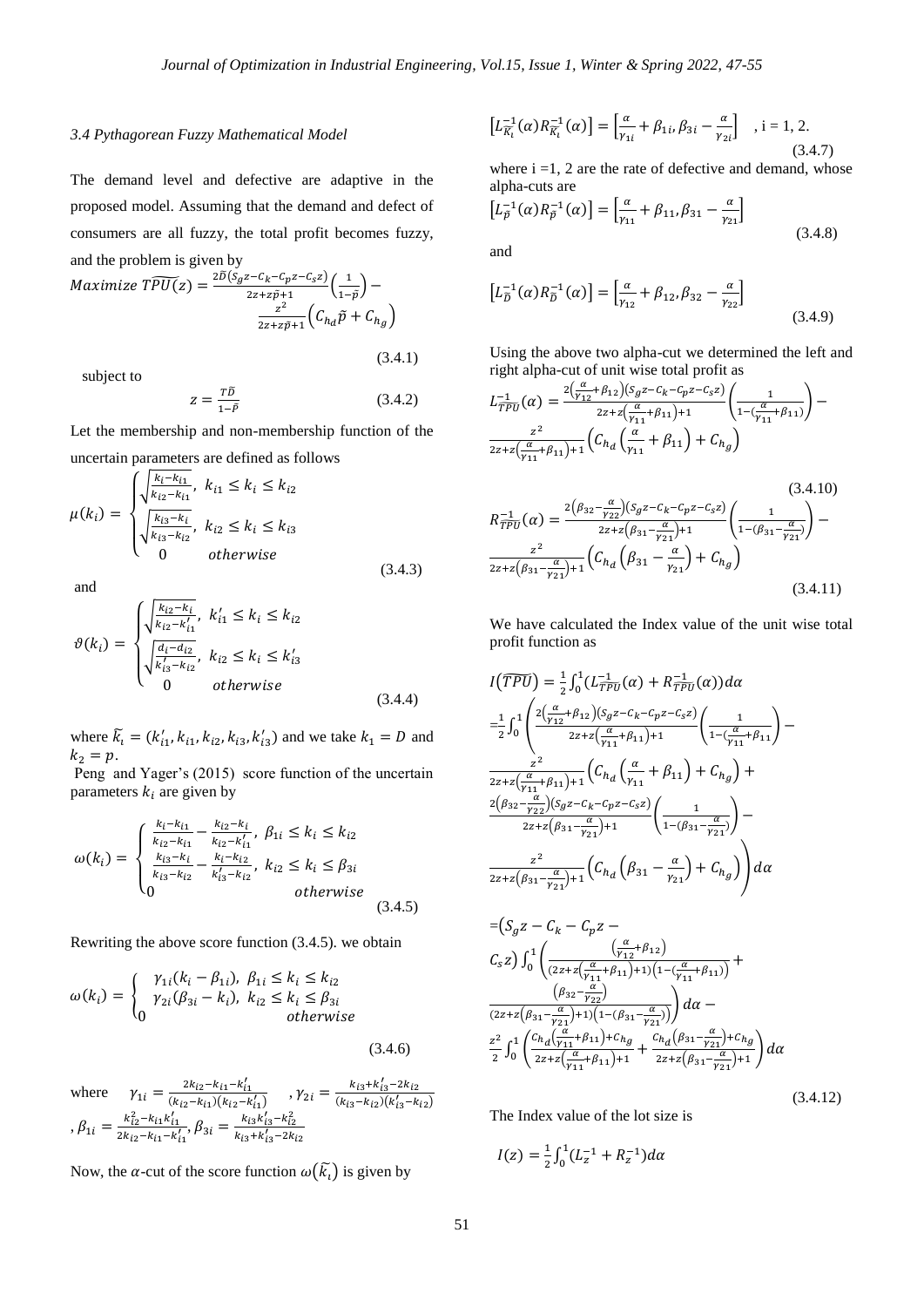### 3.4 Pythagorean Fuzzy Mathematical Model

The demand level and defective are adaptive in the proposed model. Assuming that the demand and defect of consumers are all fuzzy, the total profit becomes fuzzy, and the problem is given by

$$Maximize\ \widetilde{TPU}(z) = \frac{2\tilde{D}\left(S_g z - C_k - C_p z - C_s z\right)}{2z + z\tilde{p} + 1}\left(\frac{1}{1-\tilde{p}}\right) - \frac{z^2}{2z + z\tilde{p} + 1}\left(C_{h_d}\tilde{p} + C_{h_g}\right) \tag{3.4.1}$$

subject to

$$z = \frac{T\tilde{D}}{1-\tilde{P}} \tag{3.4.2}$$

Let the membership and non-membership function of the uncertain parameters are defined as follows

$$\mu(k_i) = \begin{cases} \sqrt{\frac{k_i - k_{i1}}{k_{i2} - k_{i1}}}, & k_{i1} \le k_i \le k_{i2} \\ \sqrt{\frac{k_{i3} - k_i}{k_{i3} - k_{i2}}}, & k_{i2} \le k_i \le k_{i3} \\ 0 & otherwise \end{cases} \tag{3.4.3}$$

and

$$\vartheta(k_i) = \begin{cases} \sqrt{\frac{k_{i2} - k_i}{k_{i2} - k'_{i1}}}, & k'_{i1} \le k_i \le k_{i2} \\ \sqrt{\frac{d_i - d_{i2}}{k'_{i3} - k_{i2}}}, & k_{i2} \le k_i \le k'_{i3} \\ 0 & otherwise \end{cases} \tag{3.4.4}$$

where $\widetilde{k_i} = (k'_{i1}, k_{i1}, k_{i2}, k_{i3}, k'_{i3})$ and we take $k_1 = D$ and $k_2 = p$.

Peng and Yager's (2015) score function of the uncertain parameters $k_i$ are given by

$$\omega(k_i) = \begin{cases} \frac{k_i - k_{i1}}{k_{i2} - k_{i1}} - \frac{k_{i2} - k_i}{k_{i2} - k'_{i1}}, & \beta_{1i} \le k_i \le k_{i2} \\ \frac{k_{i3} - k_i}{k_{i3} - k_{i2}} - \frac{k_i - k_{i2}}{k'_{i3} - k_{i2}}, & k_{i2} \le k_i \le \beta_{3i} \\ 0 & otherwise \end{cases} \tag{3.4.5}$$

Rewriting the above score function (3.4.5). we obtain

$$\omega(k_i) = \begin{cases} \gamma_{1i}(k_i - \beta_{1i}), & \beta_{1i} \le k_i \le k_{i2} \\ \gamma_{2i}(\beta_{3i} - k_i), & k_{i2} \le k_i \le \beta_{3i} \\ 0 & otherwise \end{cases} \tag{3.4.6}$$

where $\gamma_{1i} = \frac{2k_{i2} - k_{i1} - k'_{i1}}{(k_{i2} - k_{i1})(k_{i2} - k'_{i1})}$, $\gamma_{2i} = \frac{k_{i3} + k'_{i3} - 2k_{i2}}{(k_{i3} - k_{i2})(k'_{i3} - k_{i2})}$, $\beta_{1i} = \frac{k_{i2}^2 - k_{i1}k'_{i1}}{2k_{i2} - k_{i1} - k'_{i1}}$, $\beta_{3i} = \frac{k_{i3}k'_{i3} - k_{i2}^2}{k_{i3} + k'_{i3} - 2k_{i2}}$

Now, the $\alpha$-cut of the score function $\omega(\widetilde{k_i})$ is given by

$$\left[L^{-1}_{\widetilde{K_i}}(\alpha) R^{-1}_{\widetilde{K_i}}(\alpha)\right] = \left[\frac{\alpha}{\gamma_{1i}} + \beta_{1i}, \beta_{3i} - \frac{\alpha}{\gamma_{2i}}\right] \quad , \text{i = 1, 2.} \tag{3.4.7}$$

where i =1, 2 are the rate of defective and demand, whose alpha-cuts are

$$\left[L^{-1}_{\tilde{p}}(\alpha) R^{-1}_{\tilde{p}}(\alpha)\right] = \left[\frac{\alpha}{\gamma_{11}} + \beta_{11}, \beta_{31} - \frac{\alpha}{\gamma_{21}}\right] \tag{3.4.8}$$

and

$$\left[L^{-1}_{\tilde{D}}(\alpha) R^{-1}_{\tilde{D}}(\alpha)\right] = \left[\frac{\alpha}{\gamma_{12}} + \beta_{12}, \beta_{32} - \frac{\alpha}{\gamma_{22}}\right] \tag{3.4.9}$$

Using the above two alpha-cut we determined the left and right alpha-cut of unit wise total profit as

$$L^{-1}_{\widetilde{TPU}}(\alpha) = \frac{2\left(\frac{\alpha}{\gamma_{12}} + \beta_{12}\right)\left(S_g z - C_k - C_p z - C_s z\right)}{2z + z\left(\frac{\alpha}{\gamma_{11}} + \beta_{11}\right) + 1}\left(\frac{1}{1 - \left(\frac{\alpha}{\gamma_{11}} + \beta_{11}\right)}\right) - \frac{z^2}{2z + z\left(\frac{\alpha}{\gamma_{11}} + \beta_{11}\right) + 1}\left(C_{h_d}\left(\frac{\alpha}{\gamma_{11}} + \beta_{11}\right) + C_{h_g}\right) \tag{3.4.10}$$

$$R^{-1}_{\widetilde{TPU}}(\alpha) = \frac{2\left(\beta_{32} - \frac{\alpha}{\gamma_{22}}\right)\left(S_g z - C_k - C_p z - C_s z\right)}{2z + z\left(\beta_{31} - \frac{\alpha}{\gamma_{21}}\right) + 1}\left(\frac{1}{1 - \left(\beta_{31} - \frac{\alpha}{\gamma_{21}}\right)}\right) - \frac{z^2}{2z + z\left(\beta_{31} - \frac{\alpha}{\gamma_{21}}\right) + 1}\left(C_{h_d}\left(\beta_{31} - \frac{\alpha}{\gamma_{21}}\right) + C_{h_g}\right) \tag{3.4.11}$$

We have calculated the Index value of the unit wise total profit function as

$$I\left(\widetilde{TPU}\right) = \frac{1}{2}\int_0^1 \left(L^{-1}_{\widetilde{TPU}}(\alpha) + R^{-1}_{\widetilde{TPU}}(\alpha)\right) d\alpha$$

$$= \frac{1}{2}\int_0^1 \left( \frac{2\left(\frac{\alpha}{\gamma_{12}} + \beta_{12}\right)\left(S_g z - C_k - C_p z - C_s z\right)}{2z + z\left(\frac{\alpha}{\gamma_{11}} + \beta_{11}\right) + 1}\left(\frac{1}{1 - \left(\frac{\alpha}{\gamma_{11}} + \beta_{11}\right)}\right) - \frac{z^2}{2z + z\left(\frac{\alpha}{\gamma_{11}} + \beta_{11}\right) + 1}\left(C_{h_d}\left(\frac{\alpha}{\gamma_{11}} + \beta_{11}\right) + C_{h_g}\right) + \frac{2\left(\beta_{32} - \frac{\alpha}{\gamma_{22}}\right)\left(S_g z - C_k - C_p z - C_s z\right)}{2z + z\left(\beta_{31} - \frac{\alpha}{\gamma_{21}}\right) + 1}\left(\frac{1}{1 - \left(\beta_{31} - \frac{\alpha}{\gamma_{21}}\right)}\right) - \frac{z^2}{2z + z\left(\beta_{31} - \frac{\alpha}{\gamma_{21}}\right) + 1}\left(C_{h_d}\left(\beta_{31} - \frac{\alpha}{\gamma_{21}}\right) + C_{h_g}\right) \right) d\alpha$$

$$= \left(S_g z - C_k - C_p z - C_s z\right)\int_0^1 \left( \frac{\left(\frac{\alpha}{\gamma_{12}} + \beta_{12}\right)}{\left(2z + z\left(\frac{\alpha}{\gamma_{11}} + \beta_{11}\right) + 1\right)\left(1 - \left(\frac{\alpha}{\gamma_{11}} + \beta_{11}\right)\right)} + \frac{\left(\beta_{32} - \frac{\alpha}{\gamma_{22}}\right)}{\left(2z + z\left(\beta_{31} - \frac{\alpha}{\gamma_{21}}\right) + 1\right)\left(1 - \left(\beta_{31} - \frac{\alpha}{\gamma_{21}}\right)\right)} \right) d\alpha - \frac{z^2}{2}\int_0^1 \left( \frac{C_{h_d}\left(\frac{\alpha}{\gamma_{11}} + \beta_{11}\right) + C_{h_g}}{2z + z\left(\frac{\alpha}{\gamma_{11}} + \beta_{11}\right) + 1} + \frac{C_{h_d}\left(\beta_{31} - \frac{\alpha}{\gamma_{21}}\right) + C_{h_g}}{2z + z\left(\beta_{31} - \frac{\alpha}{\gamma_{21}}\right) + 1} \right) d\alpha \tag{3.4.12}$$

The Index value of the lot size is

$$I(z) = \frac{1}{2}\int_0^1 \left(L_z^{-1} + R_z^{-1}\right) d\alpha$$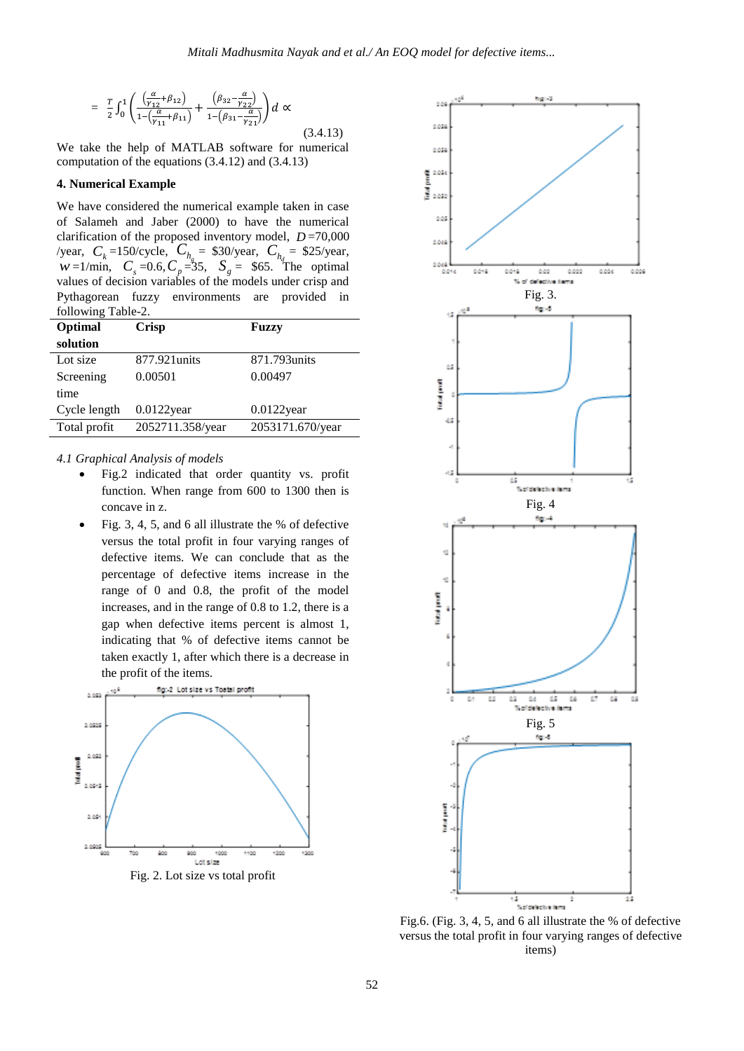$$= \frac{T}{2}\int_0^1 \left( \frac{\left(\frac{\alpha}{\gamma_{12}}+\beta_{12}\right)}{1-\left(\frac{\alpha}{\gamma_{11}}+\beta_{11}\right)} + \frac{\left(\beta_{32}-\frac{\alpha}{\gamma_{22}}\right)}{1-\left(\beta_{31}-\frac{\alpha}{\gamma_{21}}\right)} \right) d \propto \tag{3.4.13}$$

We take the help of MATLAB software for numerical computation of the equations (3.4.12) and (3.4.13)

## 4. Numerical Example

We have considered the numerical example taken in case of Salameh and Jaber (2000) to have the numerical clarification of the proposed inventory model, $D$=70,000 /year, $C_k$ =150/cycle, $C_{h_g}$ = \$30/year, $C_{h_d}$ = \$25/year, $w$ =1/min, $C_s$ =0.6, $C_p$ =35, $S_g$ = \$65. The optimal values of decision variables of the models under crisp and Pythagorean fuzzy environments are provided in following Table-2.

| Optimal solution | Crisp | Fuzzy |
|---|---|---|
| Lot size | 877.921units | 871.793units |
| Screening time | 0.00501 | 0.00497 |
| Cycle length | 0.0122year | 0.0122year |
| Total profit | 2052711.358/year | 2053171.670/year |

### 4.1 Graphical Analysis of models

- Fig.2 indicated that order quantity vs. profit function. When range from 600 to 1300 then is concave in z.
- Fig. 3, 4, 5, and 6 all illustrate the % of defective versus the total profit in four varying ranges of defective items. We can conclude that as the percentage of defective items increase in the range of 0 and 0.8, the profit of the model increases, and in the range of 0.8 to 1.2, there is a gap when defective items percent is almost 1, indicating that % of defective items cannot be taken exactly 1, after which there is a decrease in the profit of the items.

Fig. 2. Lot size vs total profit

Fig. 3.

Fig. 4

Fig. 5

Fig.6. (Fig. 3, 4, 5, and 6 all illustrate the % of defective versus the total profit in four varying ranges of defective items)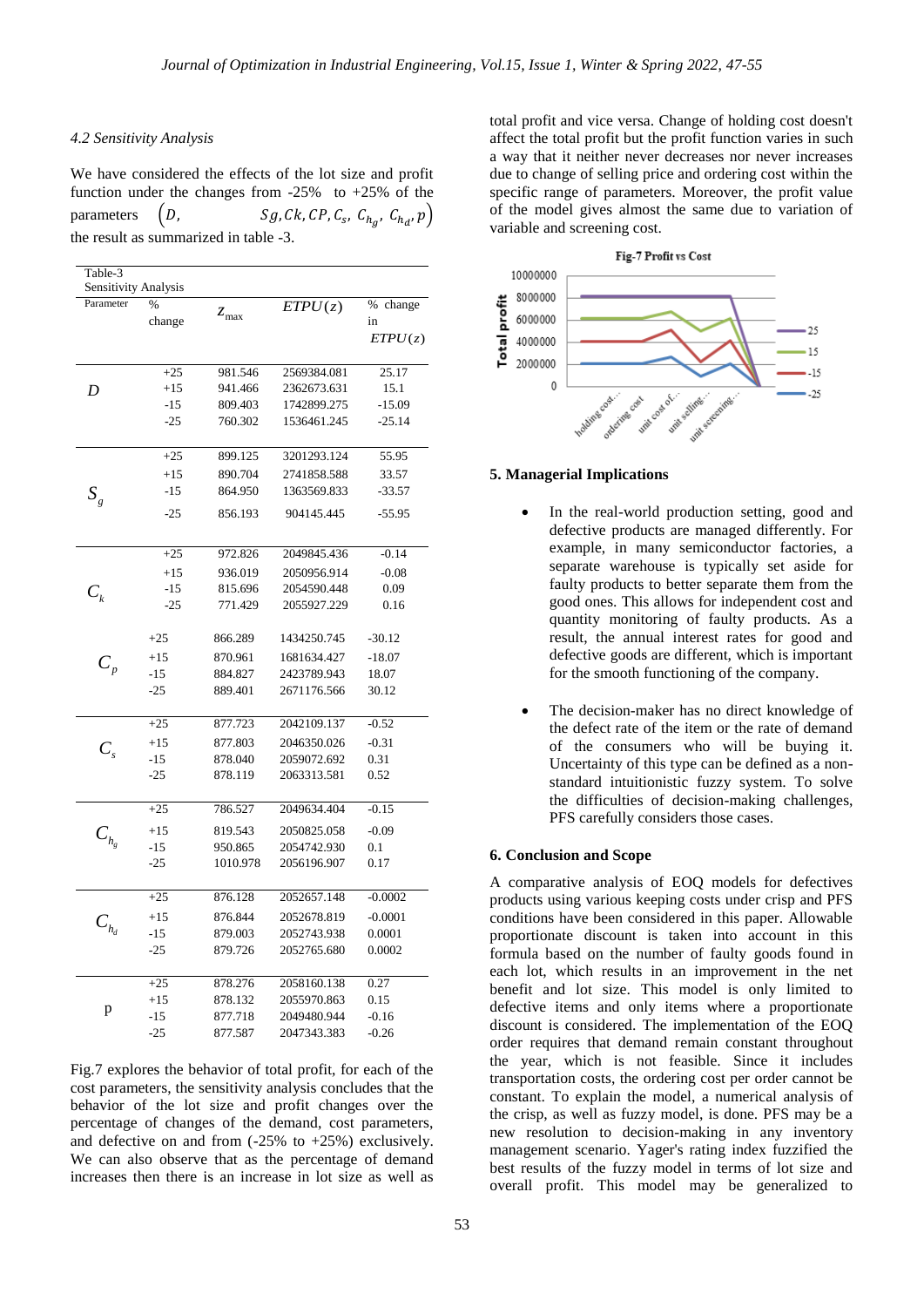### 4.2 Sensitivity Analysis

We have considered the effects of the lot size and profit function under the changes from -25% to +25% of the parameters $\left(D, \quad Sg, Ck, CP, C_s, C_{h_g}, C_{h_d}, p\right)$ the result as summarized in table -3.

Table-3
Sensitivity Analysis

| Parameter | % change | $z_{\max}$ | $ETPU(z)$ | % change in $ETPU(z)$ |
|---|---|---|---|---|
| $D$ | +25 | 981.546 | 2569384.081 | 25.17 |
| | +15 | 941.466 | 2362673.631 | 15.1 |
| | -15 | 809.403 | 1742899.275 | -15.09 |
| | -25 | 760.302 | 1536461.245 | -25.14 |
| $S_g$ | +25 | 899.125 | 3201293.124 | 55.95 |
| | +15 | 890.704 | 2741858.588 | 33.57 |
| | -15 | 864.950 | 1363569.833 | -33.57 |
| | -25 | 856.193 | 904145.445 | -55.95 |
| $C_k$ | +25 | 972.826 | 2049845.436 | -0.14 |
| | +15 | 936.019 | 2050956.914 | -0.08 |
| | -15 | 815.696 | 2054590.448 | 0.09 |
| | -25 | 771.429 | 2055927.229 | 0.16 |
| $C_p$ | +25 | 866.289 | 1434250.745 | -30.12 |
| | +15 | 870.961 | 1681634.427 | -18.07 |
| | -15 | 884.827 | 2423789.943 | 18.07 |
| | -25 | 889.401 | 2671176.566 | 30.12 |
| $C_s$ | +25 | 877.723 | 2042109.137 | -0.52 |
| | +15 | 877.803 | 2046350.026 | -0.31 |
| | -15 | 878.040 | 2059072.692 | 0.31 |
| | -25 | 878.119 | 2063313.581 | 0.52 |
| $C_{h_g}$ | +25 | 786.527 | 2049634.404 | -0.15 |
| | +15 | 819.543 | 2050825.058 | -0.09 |
| | -15 | 950.865 | 2054742.930 | 0.1 |
| | -25 | 1010.978 | 2056196.907 | 0.17 |
| $C_{h_d}$ | +25 | 876.128 | 2052657.148 | -0.0002 |
| | +15 | 876.844 | 2052678.819 | -0.0001 |
| | -15 | 879.003 | 2052743.938 | 0.0001 |
| | -25 | 879.726 | 2052765.680 | 0.0002 |
| p | +25 | 878.276 | 2058160.138 | 0.27 |
| | +15 | 878.132 | 2055970.863 | 0.15 |
| | -15 | 877.718 | 2049480.944 | -0.16 |
| | -25 | 877.587 | 2047343.383 | -0.26 |

Fig.7 explores the behavior of total profit, for each of the cost parameters, the sensitivity analysis concludes that the behavior of the lot size and profit changes over the percentage of changes of the demand, cost parameters, and defective on and from (-25% to +25%) exclusively. We can also observe that as the percentage of demand increases then there is an increase in lot size as well as total profit and vice versa. Change of holding cost doesn't affect the total profit but the profit function varies in such a way that it neither never decreases nor never increases due to change of selling price and ordering cost within the specific range of parameters. Moreover, the profit value of the model gives almost the same due to variation of variable and screening cost.

Fig-7 Profit vs Cost

## 5. Managerial Implications

- In the real-world production setting, good and defective products are managed differently. For example, in many semiconductor factories, a separate warehouse is typically set aside for faulty products to better separate them from the good ones. This allows for independent cost and quantity monitoring of faulty products. As a result, the annual interest rates for good and defective goods are different, which is important for the smooth functioning of the company.

- The decision-maker has no direct knowledge of the defect rate of the item or the rate of demand of the consumers who will be buying it. Uncertainty of this type can be defined as a non-standard intuitionistic fuzzy system. To solve the difficulties of decision-making challenges, PFS carefully considers those cases.

## 6. Conclusion and Scope

A comparative analysis of EOQ models for defectives products using various keeping costs under crisp and PFS conditions have been considered in this paper. Allowable proportionate discount is taken into account in this formula based on the number of faulty goods found in each lot, which results in an improvement in the net benefit and lot size. This model is only limited to defective items and only items where a proportionate discount is considered. The implementation of the EOQ order requires that demand remain constant throughout the year, which is not feasible. Since it includes transportation costs, the ordering cost per order cannot be constant. To explain the model, a numerical analysis of the crisp, as well as fuzzy model, is done. PFS may be a new resolution to decision-making in any inventory management scenario. Yager's rating index fuzzified the best results of the fuzzy model in terms of lot size and overall profit. This model may be generalized to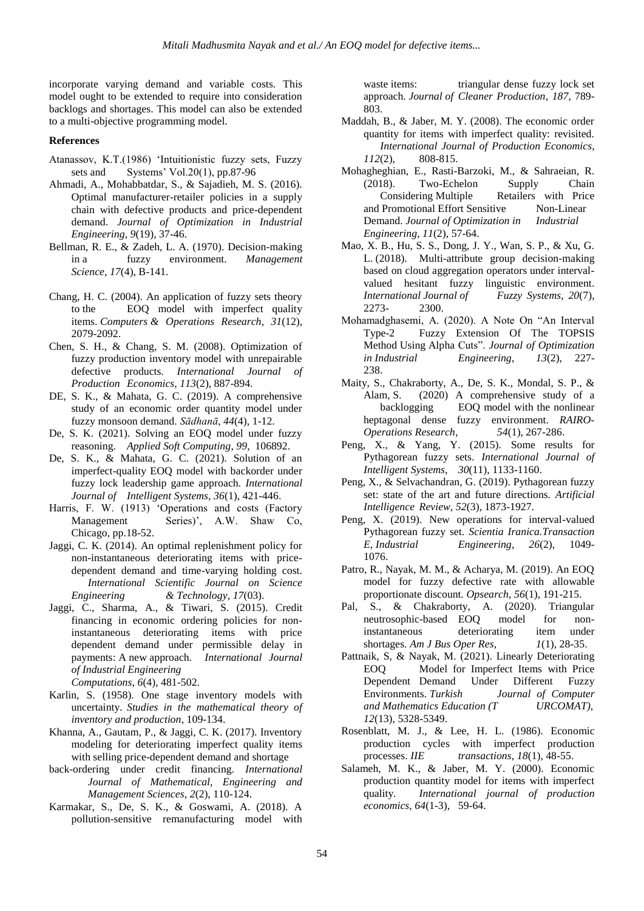incorporate varying demand and variable costs. This model ought to be extended to require into consideration backlogs and shortages. This model can also be extended to a multi-objective programming model.

**References**

Atanassov, K.T.(1986) 'Intuitionistic fuzzy sets, Fuzzy sets and Systems' Vol.20(1), pp.87-96

Ahmadi, A., Mohabbatdar, S., & Sajadieh, M. S. (2016). Optimal manufacturer-retailer policies in a supply chain with defective products and price-dependent demand. *Journal of Optimization in Industrial Engineering*, *9*(19), 37-46.

Bellman, R. E., & Zadeh, L. A. (1970). Decision-making in a fuzzy environment. *Management Science*, *17*(4), B-141.

Chang, H. C. (2004). An application of fuzzy sets theory to the EOQ model with imperfect quality items. *Computers & Operations Research*, *31*(12), 2079-2092.

Chen, S. H., & Chang, S. M. (2008). Optimization of fuzzy production inventory model with unrepairable defective products. *International Journal of Production Economics*, *113*(2), 887-894.

DE, S. K., & Mahata, G. C. (2019). A comprehensive study of an economic order quantity model under fuzzy monsoon demand. *Sādhanā*, *44*(4), 1-12.

De, S. K. (2021). Solving an EOQ model under fuzzy reasoning. *Applied Soft Computing*, *99*, 106892.

De, S. K., & Mahata, G. C. (2021). Solution of an imperfect-quality EOQ model with backorder under fuzzy lock leadership game approach. *International Journal of Intelligent Systems*, *36*(1), 421-446.

Harris, F. W. (1913) 'Operations and costs (Factory Management Series)', A.W. Shaw Co, Chicago, pp.18-52.

Jaggi, C. K. (2014). An optimal replenishment policy for non-instantaneous deteriorating items with price-dependent demand and time-varying holding cost. *International Scientific Journal on Science Engineering & Technology*, *17*(03).

Jaggi, C., Sharma, A., & Tiwari, S. (2015). Credit financing in economic ordering policies for non-instantaneous deteriorating items with price dependent demand under permissible delay in payments: A new approach. *International Journal of Industrial Engineering Computations*, *6*(4), 481-502.

Karlin, S. (1958). One stage inventory models with uncertainty. *Studies in the mathematical theory of inventory and production*, 109-134.

Khanna, A., Gautam, P., & Jaggi, C. K. (2017). Inventory modeling for deteriorating imperfect quality items with selling price-dependent demand and shortage back-ordering under credit financing. *International Journal of Mathematical, Engineering and Management Sciences*, *2*(2), 110-124.

Karmakar, S., De, S. K., & Goswami, A. (2018). A pollution-sensitive remanufacturing model with waste items: triangular dense fuzzy lock set approach. *Journal of Cleaner Production*, *187*, 789-803.

Maddah, B., & Jaber, M. Y. (2008). The economic order quantity for items with imperfect quality: revisited. *International Journal of Production Economics*, *112*(2), 808-815.

Mohagheghian, E., Rasti-Barzoki, M., & Sahraeian, R. (2018). Two-Echelon Supply Chain Considering Multiple Retailers with Price and Promotional Effort Sensitive Non-Linear Demand. *Journal of Optimization in Industrial Engineering*, *11*(2), 57-64.

Mao, X. B., Hu, S. S., Dong, J. Y., Wan, S. P., & Xu, G. L. (2018). Multi-attribute group decision-making based on cloud aggregation operators under interval-valued hesitant fuzzy linguistic environment. *International Journal of Fuzzy Systems*, *20*(7), 2273- 2300.

Mohamadghasemi, A. (2020). A Note On "An Interval Type-2 Fuzzy Extension Of The TOPSIS Method Using Alpha Cuts". *Journal of Optimization in Industrial Engineering*, *13*(2), 227-238.

Maity, S., Chakraborty, A., De, S. K., Mondal, S. P., & Alam, S. (2020) A comprehensive study of a backlogging EOQ model with the nonlinear heptagonal dense fuzzy environment. *RAIRO-Operations Research*, *54*(1), 267-286.

Peng, X., & Yang, Y. (2015). Some results for Pythagorean fuzzy sets. *International Journal of Intelligent Systems*, *30*(11), 1133-1160.

Peng, X., & Selvachandran, G. (2019). Pythagorean fuzzy set: state of the art and future directions. *Artificial Intelligence Review*, *52*(3), 1873-1927.

Peng, X. (2019). New operations for interval-valued Pythagorean fuzzy set. *Scientia Iranica.Transaction E, Industrial Engineering*, *26*(2), 1049-1076.

Patro, R., Nayak, M. M., & Acharya, M. (2019). An EOQ model for fuzzy defective rate with allowable proportionate discount. *Opsearch*, *56*(1), 191-215.

Pal, S., & Chakraborty, A. (2020). Triangular neutrosophic-based EOQ model for non-instantaneous deteriorating item under shortages. *Am J Bus Oper Res*, *1*(1), 28-35.

Pattnaik, S, & Nayak, M. (2021). Linearly Deteriorating EOQ Model for Imperfect Items with Price Dependent Demand Under Different Fuzzy Environments. *Turkish Journal of Computer and Mathematics Education (TURCOMAT)*, *12*(13), 5328-5349.

Rosenblatt, M. J., & Lee, H. L. (1986). Economic production cycles with imperfect production processes. *IIE transactions*, *18*(1), 48-55.

Salameh, M. K., & Jaber, M. Y. (2000). Economic production quantity model for items with imperfect quality. *International journal of production economics*, *64*(1-3), 59-64.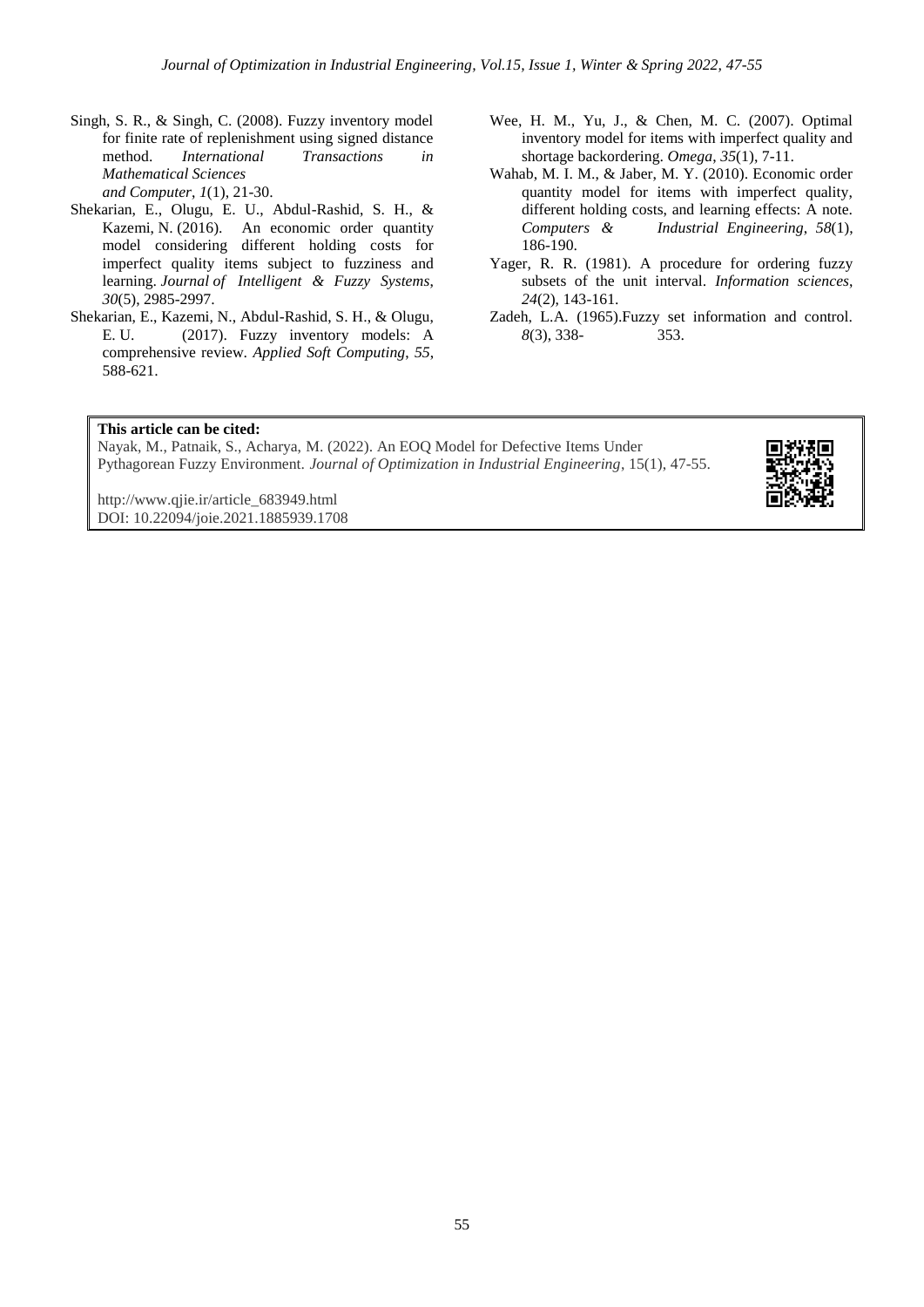Singh, S. R., & Singh, C. (2008). Fuzzy inventory model for finite rate of replenishment using signed distance method. *International Transactions in Mathematical Sciences and Computer*, *1*(1), 21-30.

Shekarian, E., Olugu, E. U., Abdul-Rashid, S. H., & Kazemi, N. (2016). An economic order quantity model considering different holding costs for imperfect quality items subject to fuzziness and learning. *Journal of Intelligent & Fuzzy Systems*, *30*(5), 2985-2997.

Shekarian, E., Kazemi, N., Abdul-Rashid, S. H., & Olugu, E. U. (2017). Fuzzy inventory models: A comprehensive review. *Applied Soft Computing*, *55*, 588-621.

Wee, H. M., Yu, J., & Chen, M. C. (2007). Optimal inventory model for items with imperfect quality and shortage backordering. *Omega*, *35*(1), 7-11.

Wahab, M. I. M., & Jaber, M. Y. (2010). Economic order quantity model for items with imperfect quality, different holding costs, and learning effects: A note. *Computers & Industrial Engineering*, *58*(1), 186-190.

Yager, R. R. (1981). A procedure for ordering fuzzy subsets of the unit interval. *Information sciences*, *24*(2), 143-161.

Zadeh, L.A. (1965).Fuzzy set information and control. *8*(3), 338- 353.

**This article can be cited:**
Nayak, M., Patnaik, S., Acharya, M. (2022). An EOQ Model for Defective Items Under Pythagorean Fuzzy Environment. *Journal of Optimization in Industrial Engineering*, 15(1), 47-55.

http://www.qjie.ir/article_683949.html
DOI: 10.22094/joie.2021.1885939.1708